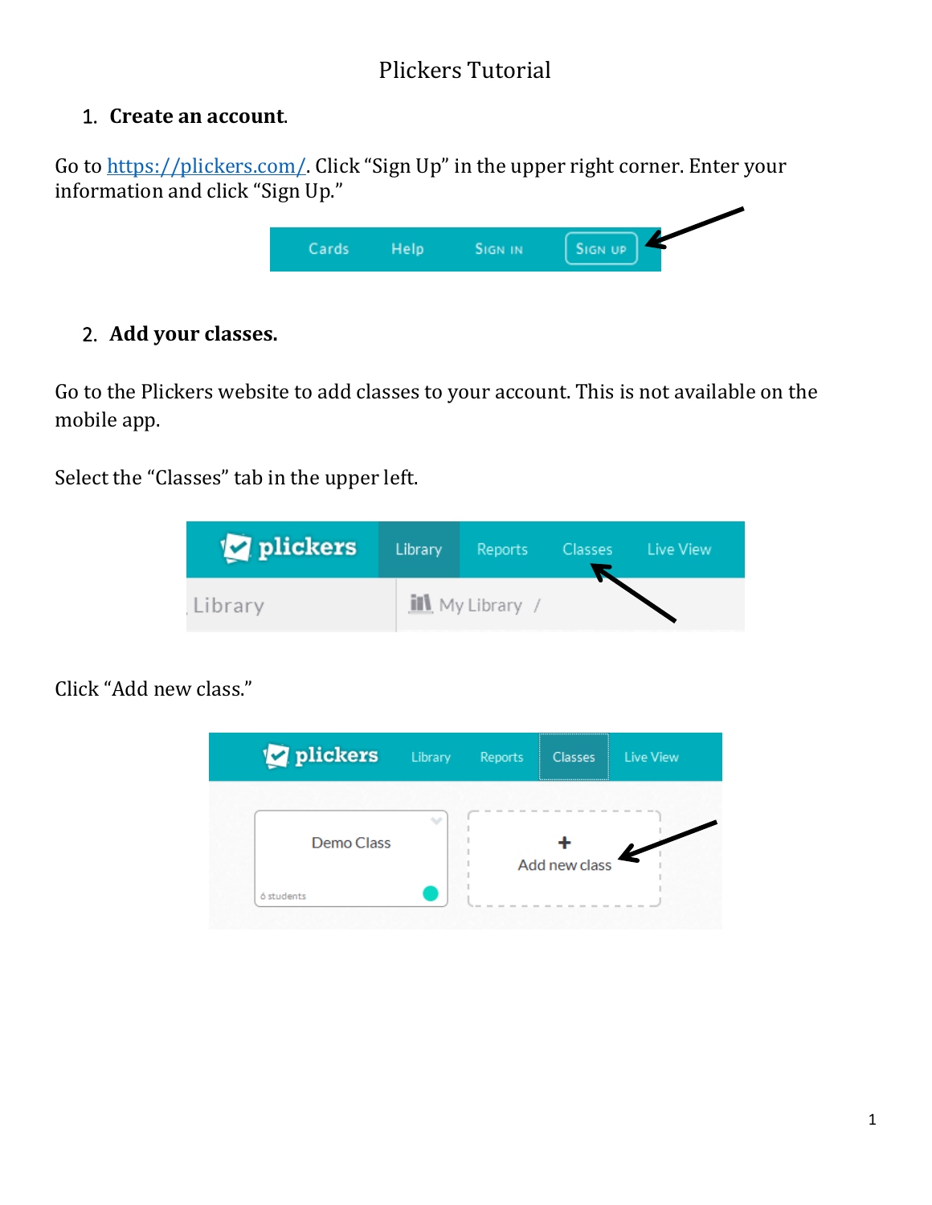# Plickers Tutorial

1. **Create an account**.

Go to https://plickers.com/. Click "Sign Up" in the upper right corner. Enter your information and click "Sign Up."

2. **Add your classes.**

Go to the Plickers website to add classes to your account. This is not available on the mobile app.

Select the "Classes" tab in the upper left.

Click "Add new class."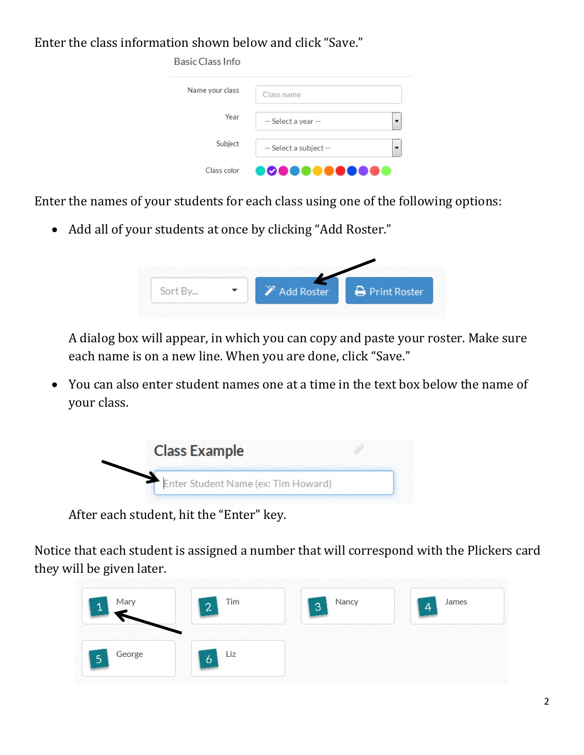Enter the class information shown below and click "Save."

Basic Class Info

Name your class — Class name

Year — -- Select a year --

Subject — -- Select a subject --

Class color

Enter the names of your students for each class using one of the following options:

- Add all of your students at once by clicking "Add Roster."

  Sort By... | Add Roster | Print Roster

  A dialog box will appear, in which you can copy and paste your roster. Make sure each name is on a new line. When you are done, click "Save."

- You can also enter student names one at a time in the text box below the name of your class.

  Class Example

  Enter Student Name (ex: Tim Howard)

  After each student, hit the "Enter" key.

Notice that each student is assigned a number that will correspond with the Plickers card they will be given later.

1 Mary | 2 Tim | 3 Nancy | 4 James

5 George | 6 Liz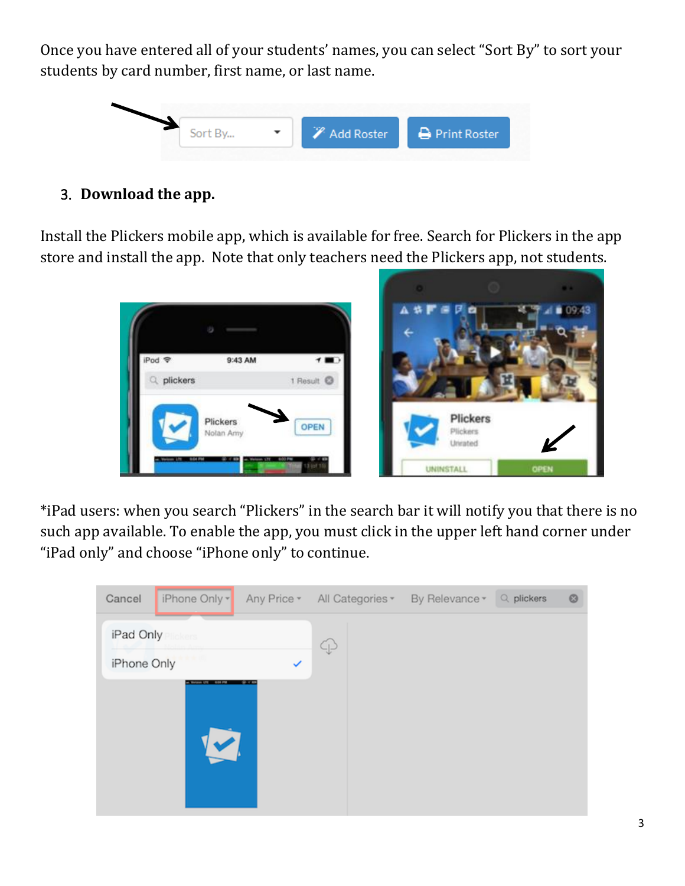Once you have entered all of your students' names, you can select "Sort By" to sort your students by card number, first name, or last name.

3. **Download the app.**

Install the Plickers mobile app, which is available for free. Search for Plickers in the app store and install the app. Note that only teachers need the Plickers app, not students.

*iPad users: when you search "Plickers" in the search bar it will notify you that there is no such app available. To enable the app, you must click in the upper left hand corner under "iPad only" and choose "iPhone only" to continue.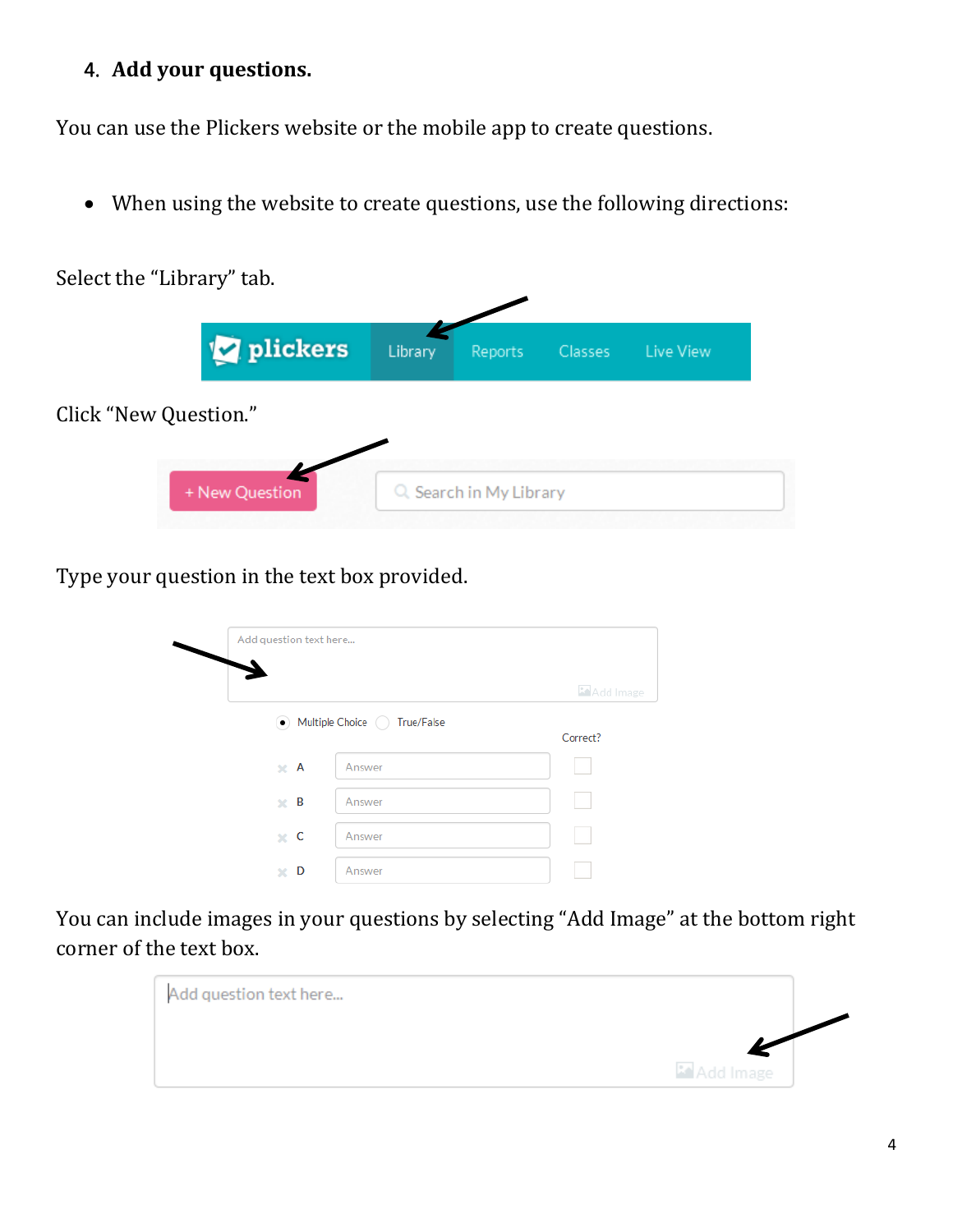4. **Add your questions.**

You can use the Plickers website or the mobile app to create questions.

- When using the website to create questions, use the following directions:

Select the "Library" tab.

Click "New Question."

Type your question in the text box provided.

You can include images in your questions by selecting "Add Image" at the bottom right corner of the text box.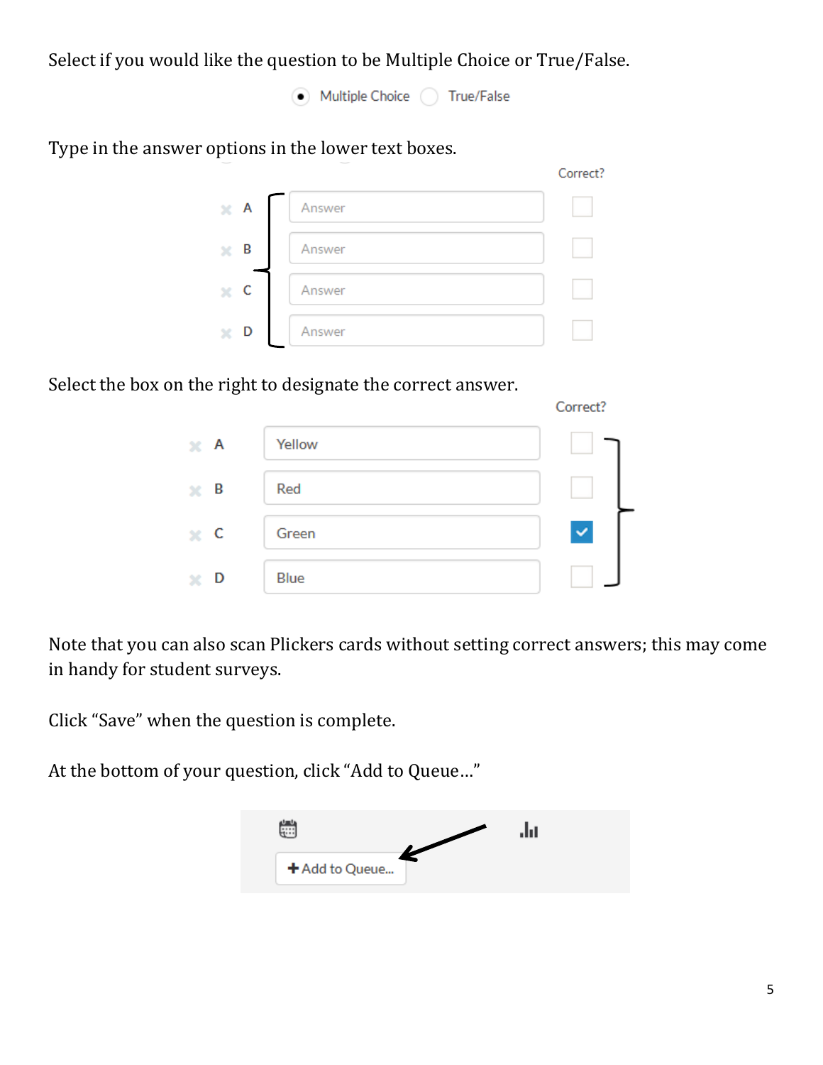Select if you would like the question to be Multiple Choice or True/False.

Type in the answer options in the lower text boxes.

Select the box on the right to designate the correct answer.

Note that you can also scan Plickers cards without setting correct answers; this may come in handy for student surveys.

Click “Save” when the question is complete.

At the bottom of your question, click “Add to Queue...”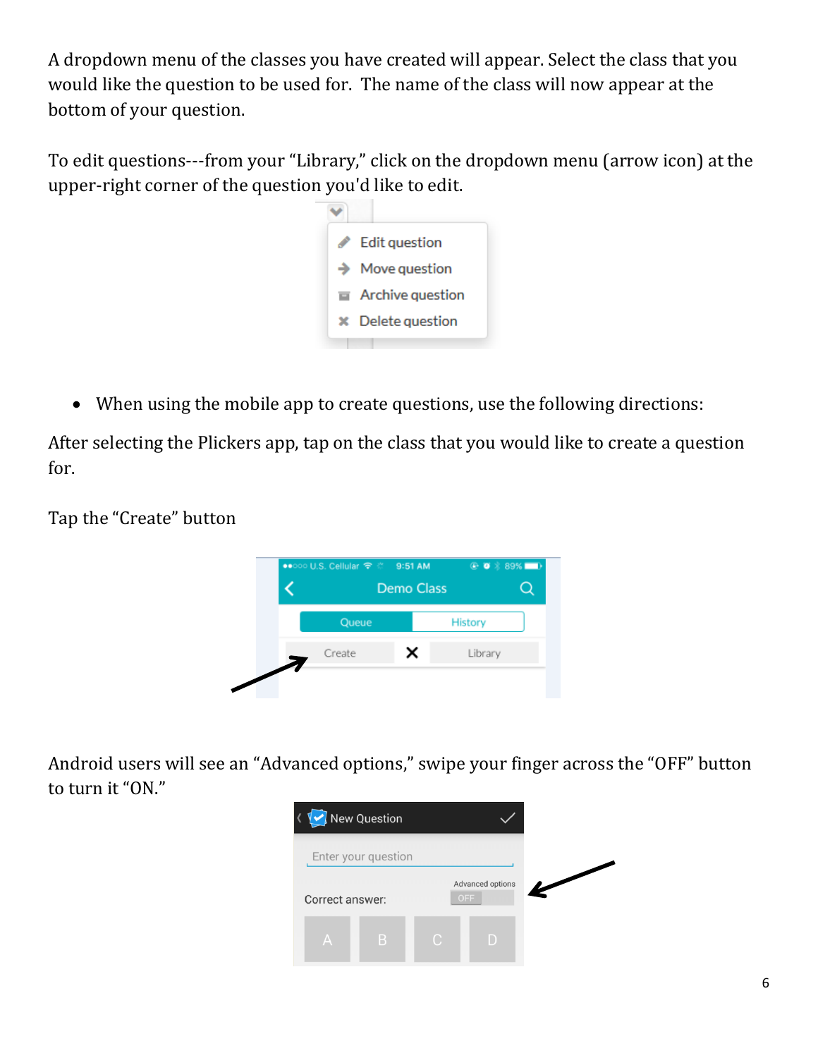A dropdown menu of the classes you have created will appear. Select the class that you would like the question to be used for. The name of the class will now appear at the bottom of your question.

To edit questions---from your "Library," click on the dropdown menu (arrow icon) at the upper-right corner of the question you'd like to edit.

- When using the mobile app to create questions, use the following directions:

After selecting the Plickers app, tap on the class that you would like to create a question for.

Tap the "Create" button

Android users will see an "Advanced options," swipe your finger across the "OFF" button to turn it "ON."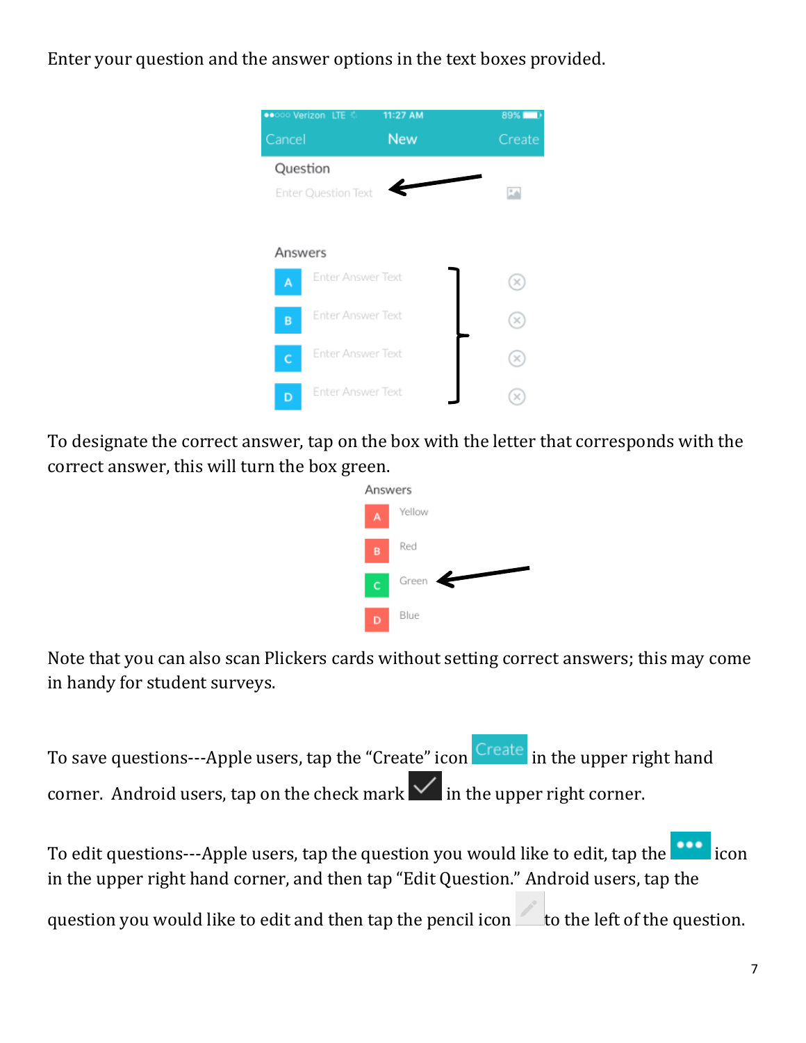Enter your question and the answer options in the text boxes provided.

To designate the correct answer, tap on the box with the letter that corresponds with the correct answer, this will turn the box green.

Note that you can also scan Plickers cards without setting correct answers; this may come in handy for student surveys.

To save questions---Apple users, tap the "Create" icon in the upper right hand corner. Android users, tap on the check mark in the upper right corner.

To edit questions---Apple users, tap the question you would like to edit, tap the icon in the upper right hand corner, and then tap "Edit Question." Android users, tap the question you would like to edit and then tap the pencil icon to the left of the question.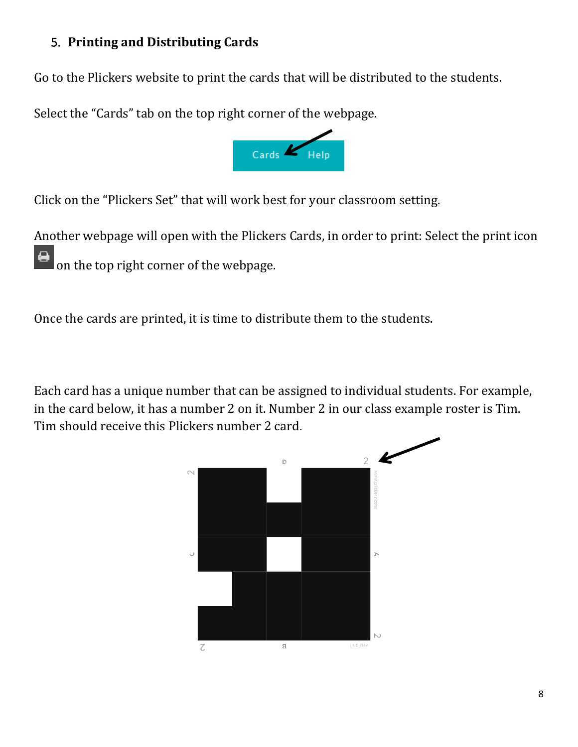## 5. Printing and Distributing Cards

Go to the Plickers website to print the cards that will be distributed to the students.

Select the "Cards" tab on the top right corner of the webpage.

Click on the "Plickers Set" that will work best for your classroom setting.

Another webpage will open with the Plickers Cards, in order to print: Select the print icon on the top right corner of the webpage.

Once the cards are printed, it is time to distribute them to the students.

Each card has a unique number that can be assigned to individual students. For example, in the card below, it has a number 2 on it. Number 2 in our class example roster is Tim. Tim should receive this Plickers number 2 card.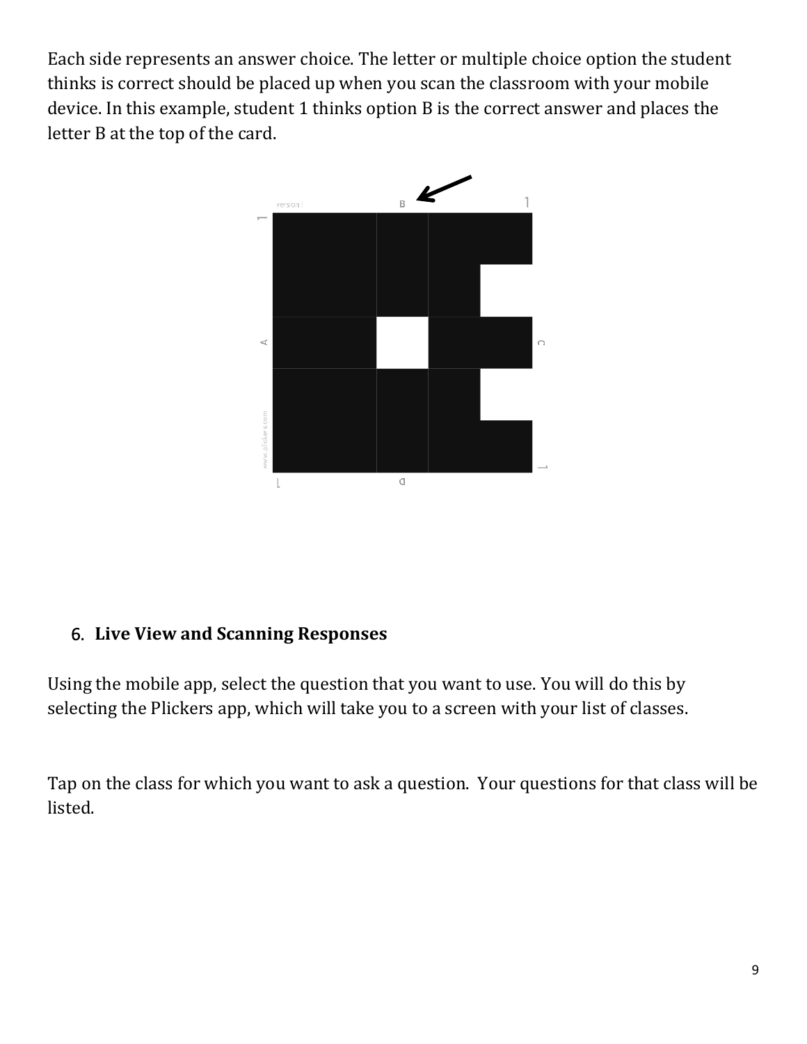Each side represents an answer choice. The letter or multiple choice option the student thinks is correct should be placed up when you scan the classroom with your mobile device. In this example, student 1 thinks option B is the correct answer and places the letter B at the top of the card.

6. **Live View and Scanning Responses**

Using the mobile app, select the question that you want to use. You will do this by selecting the Plickers app, which will take you to a screen with your list of classes.

Tap on the class for which you want to ask a question. Your questions for that class will be listed.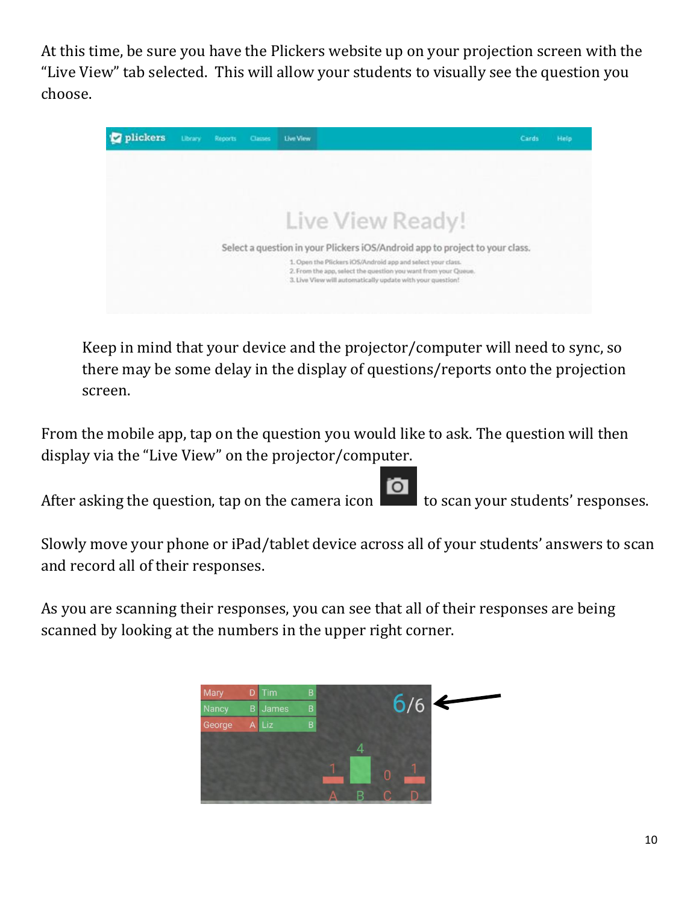At this time, be sure you have the Plickers website up on your projection screen with the "Live View" tab selected. This will allow your students to visually see the question you choose.

Keep in mind that your device and the projector/computer will need to sync, so there may be some delay in the display of questions/reports onto the projection screen.

From the mobile app, tap on the question you would like to ask. The question will then display via the "Live View" on the projector/computer.

After asking the question, tap on the camera icon to scan your students' responses.

Slowly move your phone or iPad/tablet device across all of your students' answers to scan and record all of their responses.

As you are scanning their responses, you can see that all of their responses are being scanned by looking at the numbers in the upper right corner.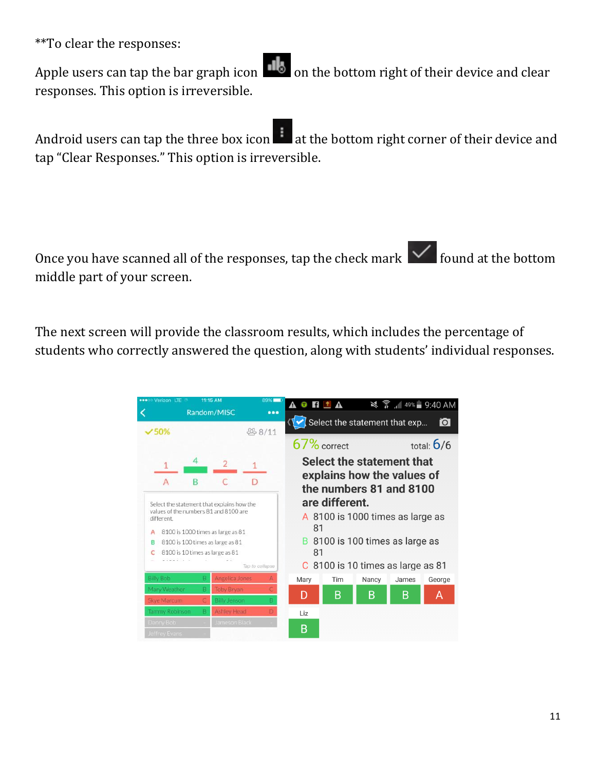**To clear the responses:

Apple users can tap the bar graph icon on the bottom right of their device and clear responses. This option is irreversible.

Android users can tap the three box icon at the bottom right corner of their device and tap "Clear Responses." This option is irreversible.

Once you have scanned all of the responses, tap the check mark found at the bottom middle part of your screen.

The next screen will provide the classroom results, which includes the percentage of students who correctly answered the question, along with students' individual responses.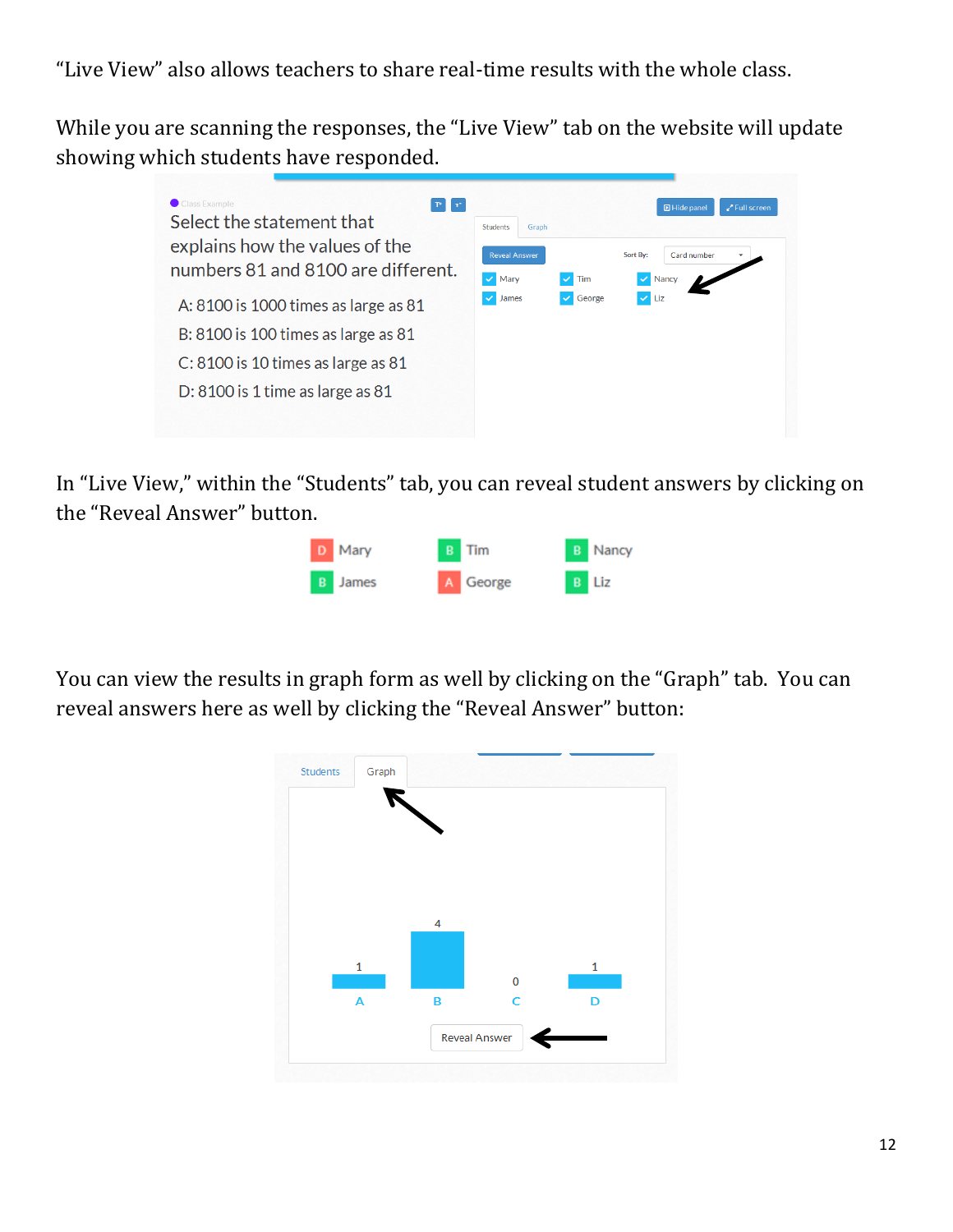"Live View" also allows teachers to share real-time results with the whole class.

While you are scanning the responses, the "Live View" tab on the website will update showing which students have responded.

In "Live View," within the "Students" tab, you can reveal student answers by clicking on the "Reveal Answer" button.

You can view the results in graph form as well by clicking on the "Graph" tab. You can reveal answers here as well by clicking the "Reveal Answer" button: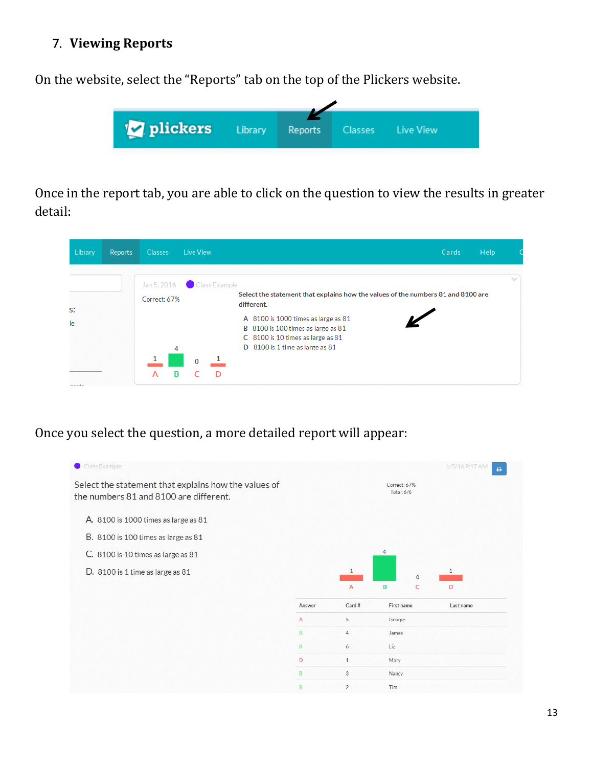## 7. Viewing Reports

On the website, select the "Reports" tab on the top of the Plickers website.

Once in the report tab, you are able to click on the question to view the results in greater detail:

Once you select the question, a more detailed report will appear: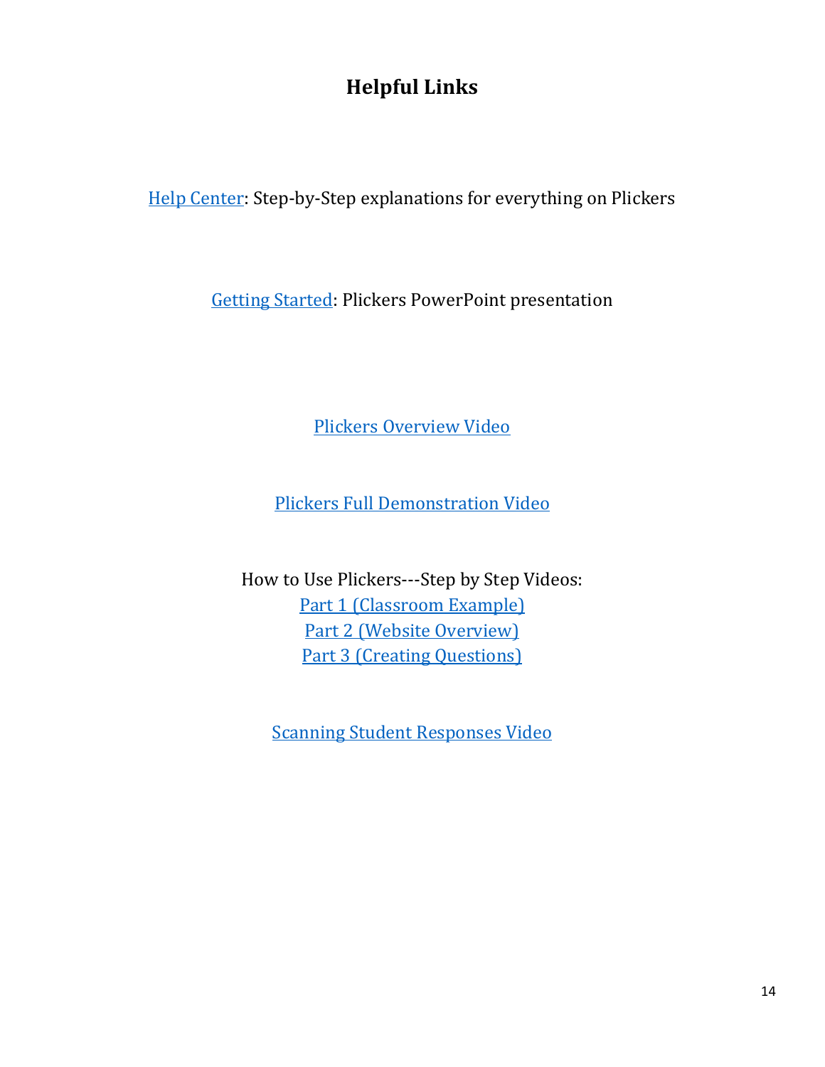# Helpful Links

Help Center: Step-by-Step explanations for everything on Plickers

Getting Started: Plickers PowerPoint presentation

Plickers Overview Video

Plickers Full Demonstration Video

How to Use Plickers---Step by Step Videos:
Part 1 (Classroom Example)
Part 2 (Website Overview)
Part 3 (Creating Questions)

Scanning Student Responses Video